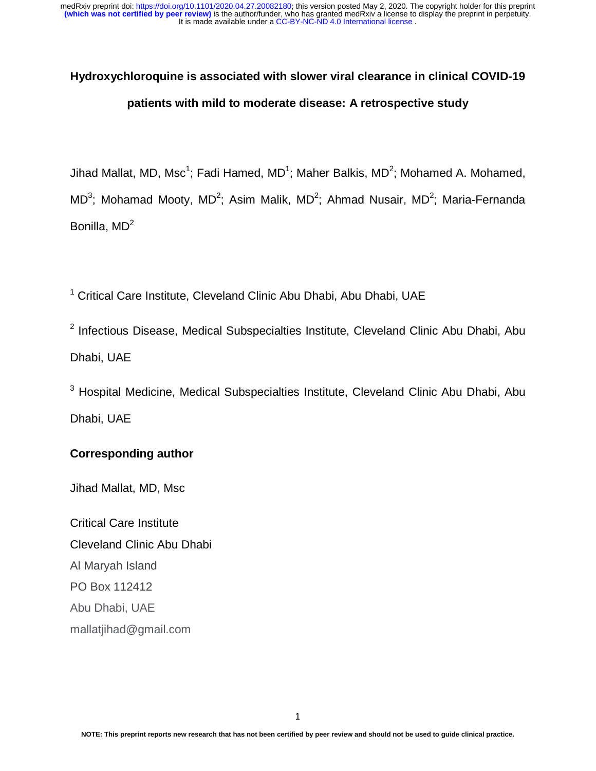# Hydroxychloroquine is associated with slower viral clearance in clinical COVID-19 patients with mild to moderate disease: A retrospective study

Jihad Mallat, MD, Msc[1]; Fadi Hamed, MD[1]; Maher Balkis, MD[2]; Mohamed A. Mohamed, MD[3]; Mohamad Mooty, MD[2]; Asim Malik, MD[2]; Ahmad Nusair, MD[2]; Maria-Fernanda Bonilla, MD[2]

[1] Critical Care Institute, Cleveland Clinic Abu Dhabi, Abu Dhabi, UAE

[2] Infectious Disease, Medical Subspecialties Institute, Cleveland Clinic Abu Dhabi, Abu Dhabi, UAE

[3] Hospital Medicine, Medical Subspecialties Institute, Cleveland Clinic Abu Dhabi, Abu Dhabi, UAE

## Corresponding author

Jihad Mallat, MD, Msc

Critical Care Institute

Cleveland Clinic Abu Dhabi

Al Maryah Island

PO Box 112412

Abu Dhabi, UAE

mallatjihad@gmail.com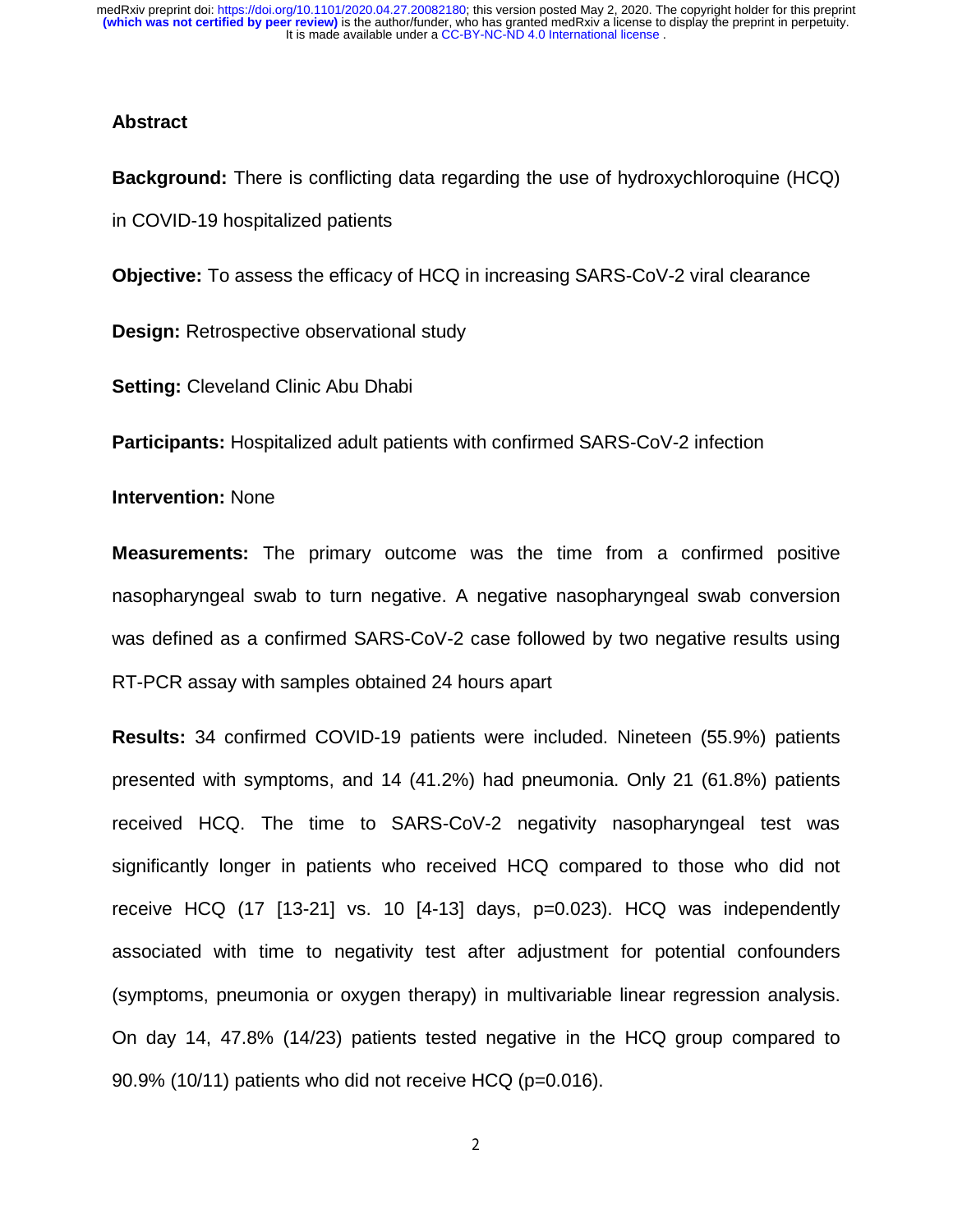## Abstract

**Background:** There is conflicting data regarding the use of hydroxychloroquine (HCQ) in COVID-19 hospitalized patients

**Objective:** To assess the efficacy of HCQ in increasing SARS-CoV-2 viral clearance

**Design:** Retrospective observational study

**Setting:** Cleveland Clinic Abu Dhabi

**Participants:** Hospitalized adult patients with confirmed SARS-CoV-2 infection

**Intervention:** None

**Measurements:** The primary outcome was the time from a confirmed positive nasopharyngeal swab to turn negative. A negative nasopharyngeal swab conversion was defined as a confirmed SARS-CoV-2 case followed by two negative results using RT-PCR assay with samples obtained 24 hours apart

**Results:** 34 confirmed COVID-19 patients were included. Nineteen (55.9%) patients presented with symptoms, and 14 (41.2%) had pneumonia. Only 21 (61.8%) patients received HCQ. The time to SARS-CoV-2 negativity nasopharyngeal test was significantly longer in patients who received HCQ compared to those who did not receive HCQ (17 [13-21] vs. 10 [4-13] days, $p=0.023$). HCQ was independently associated with time to negativity test after adjustment for potential confounders (symptoms, pneumonia or oxygen therapy) in multivariable linear regression analysis. On day 14, 47.8% (14/23) patients tested negative in the HCQ group compared to 90.9% (10/11) patients who did not receive HCQ ($p=0.016$).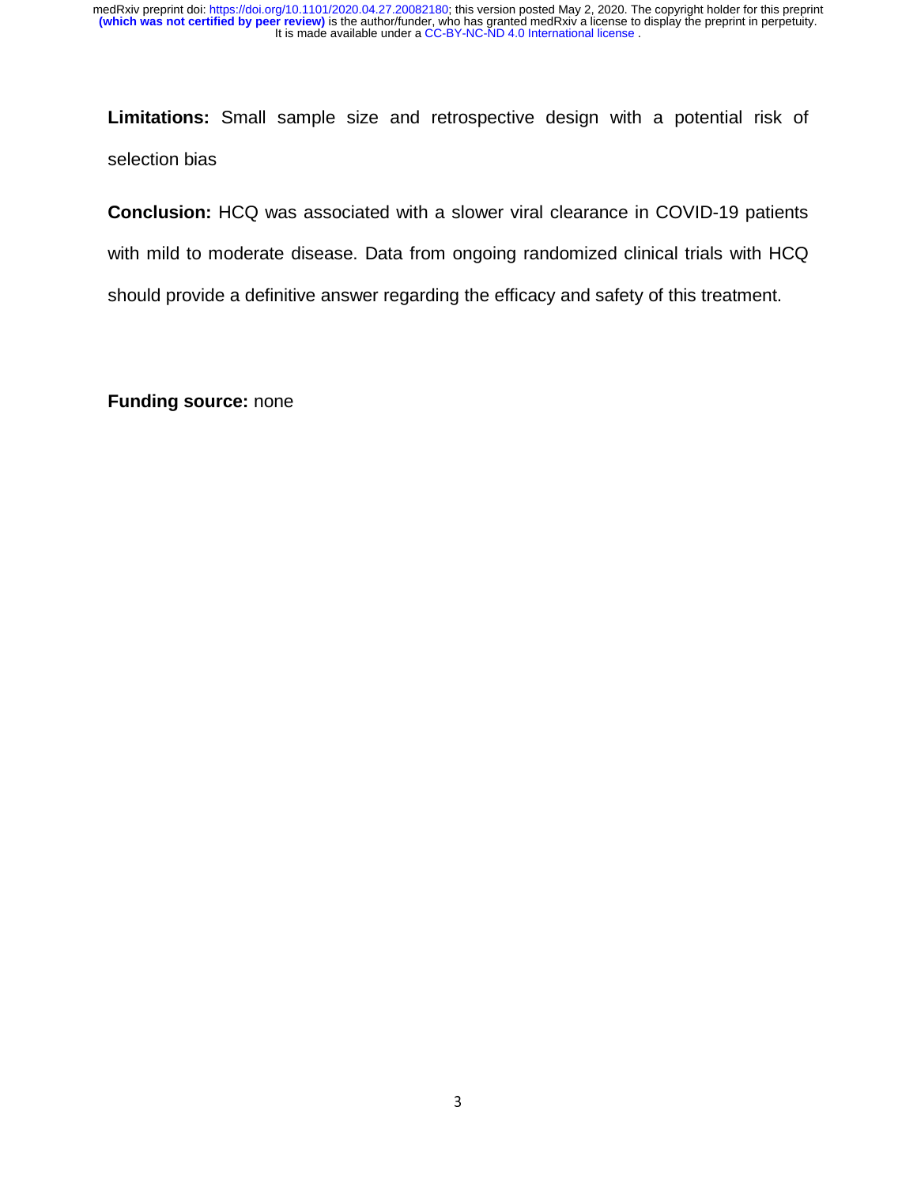**Limitations:** Small sample size and retrospective design with a potential risk of selection bias

**Conclusion:** HCQ was associated with a slower viral clearance in COVID-19 patients with mild to moderate disease. Data from ongoing randomized clinical trials with HCQ should provide a definitive answer regarding the efficacy and safety of this treatment.

**Funding source:** none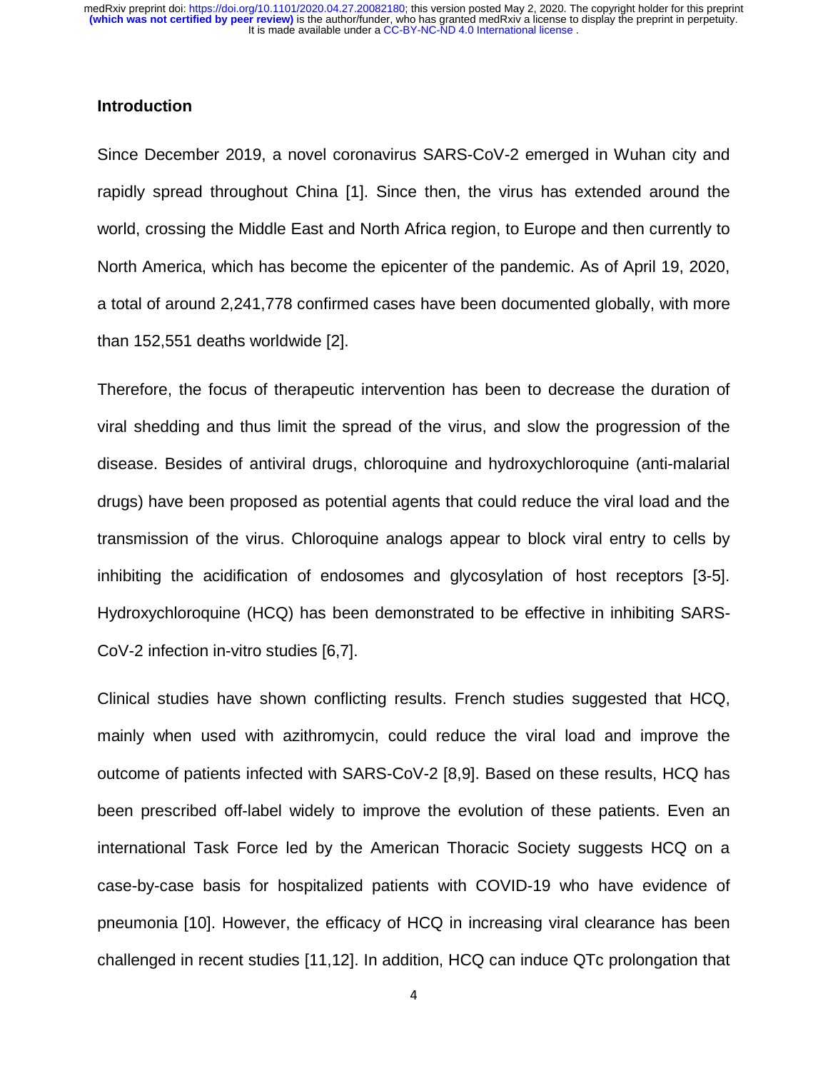## Introduction

Since December 2019, a novel coronavirus SARS-CoV-2 emerged in Wuhan city and rapidly spread throughout China [1]. Since then, the virus has extended around the world, crossing the Middle East and North Africa region, to Europe and then currently to North America, which has become the epicenter of the pandemic. As of April 19, 2020, a total of around 2,241,778 confirmed cases have been documented globally, with more than 152,551 deaths worldwide [2].

Therefore, the focus of therapeutic intervention has been to decrease the duration of viral shedding and thus limit the spread of the virus, and slow the progression of the disease. Besides of antiviral drugs, chloroquine and hydroxychloroquine (anti-malarial drugs) have been proposed as potential agents that could reduce the viral load and the transmission of the virus. Chloroquine analogs appear to block viral entry to cells by inhibiting the acidification of endosomes and glycosylation of host receptors [3-5]. Hydroxychloroquine (HCQ) has been demonstrated to be effective in inhibiting SARS-CoV-2 infection in-vitro studies [6,7].

Clinical studies have shown conflicting results. French studies suggested that HCQ, mainly when used with azithromycin, could reduce the viral load and improve the outcome of patients infected with SARS-CoV-2 [8,9]. Based on these results, HCQ has been prescribed off-label widely to improve the evolution of these patients. Even an international Task Force led by the American Thoracic Society suggests HCQ on a case-by-case basis for hospitalized patients with COVID-19 who have evidence of pneumonia [10]. However, the efficacy of HCQ in increasing viral clearance has been challenged in recent studies [11,12]. In addition, HCQ can induce QTc prolongation that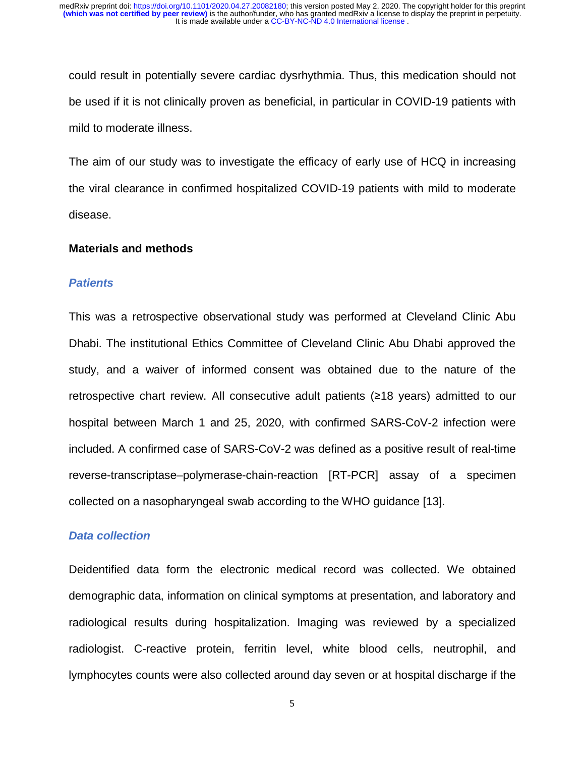could result in potentially severe cardiac dysrhythmia. Thus, this medication should not be used if it is not clinically proven as beneficial, in particular in COVID-19 patients with mild to moderate illness.

The aim of our study was to investigate the efficacy of early use of HCQ in increasing the viral clearance in confirmed hospitalized COVID-19 patients with mild to moderate disease.

## Materials and methods

### *Patients*

This was a retrospective observational study was performed at Cleveland Clinic Abu Dhabi. The institutional Ethics Committee of Cleveland Clinic Abu Dhabi approved the study, and a waiver of informed consent was obtained due to the nature of the retrospective chart review. All consecutive adult patients (≥18 years) admitted to our hospital between March 1 and 25, 2020, with confirmed SARS-CoV-2 infection were included. A confirmed case of SARS-CoV-2 was defined as a positive result of real-time reverse-transcriptase–polymerase-chain-reaction [RT-PCR] assay of a specimen collected on a nasopharyngeal swab according to the WHO guidance [13].

### *Data collection*

Deidentified data form the electronic medical record was collected. We obtained demographic data, information on clinical symptoms at presentation, and laboratory and radiological results during hospitalization. Imaging was reviewed by a specialized radiologist. C-reactive protein, ferritin level, white blood cells, neutrophil, and lymphocytes counts were also collected around day seven or at hospital discharge if the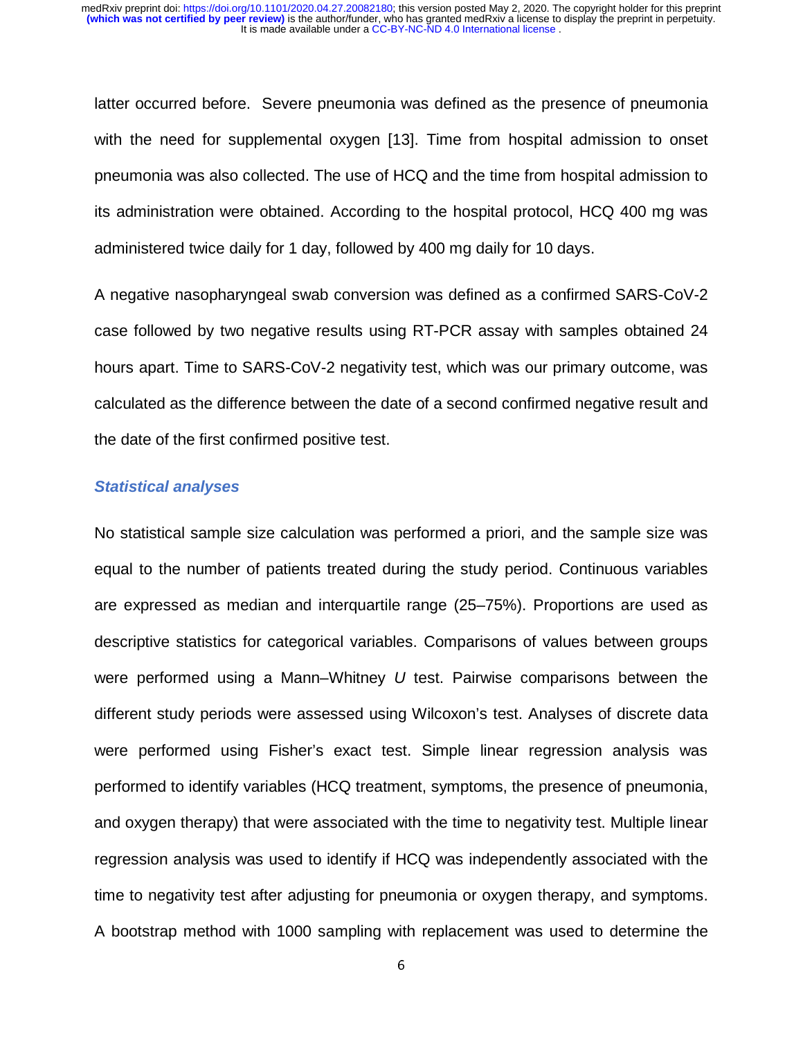latter occurred before. Severe pneumonia was defined as the presence of pneumonia with the need for supplemental oxygen [13]. Time from hospital admission to onset pneumonia was also collected. The use of HCQ and the time from hospital admission to its administration were obtained. According to the hospital protocol, HCQ 400 mg was administered twice daily for 1 day, followed by 400 mg daily for 10 days.

A negative nasopharyngeal swab conversion was defined as a confirmed SARS-CoV-2 case followed by two negative results using RT-PCR assay with samples obtained 24 hours apart. Time to SARS-CoV-2 negativity test, which was our primary outcome, was calculated as the difference between the date of a second confirmed negative result and the date of the first confirmed positive test.

### *Statistical analyses*

No statistical sample size calculation was performed a priori, and the sample size was equal to the number of patients treated during the study period. Continuous variables are expressed as median and interquartile range (25–75%). Proportions are used as descriptive statistics for categorical variables. Comparisons of values between groups were performed using a Mann–Whitney *U* test. Pairwise comparisons between the different study periods were assessed using Wilcoxon's test. Analyses of discrete data were performed using Fisher's exact test. Simple linear regression analysis was performed to identify variables (HCQ treatment, symptoms, the presence of pneumonia, and oxygen therapy) that were associated with the time to negativity test. Multiple linear regression analysis was used to identify if HCQ was independently associated with the time to negativity test after adjusting for pneumonia or oxygen therapy, and symptoms. A bootstrap method with 1000 sampling with replacement was used to determine the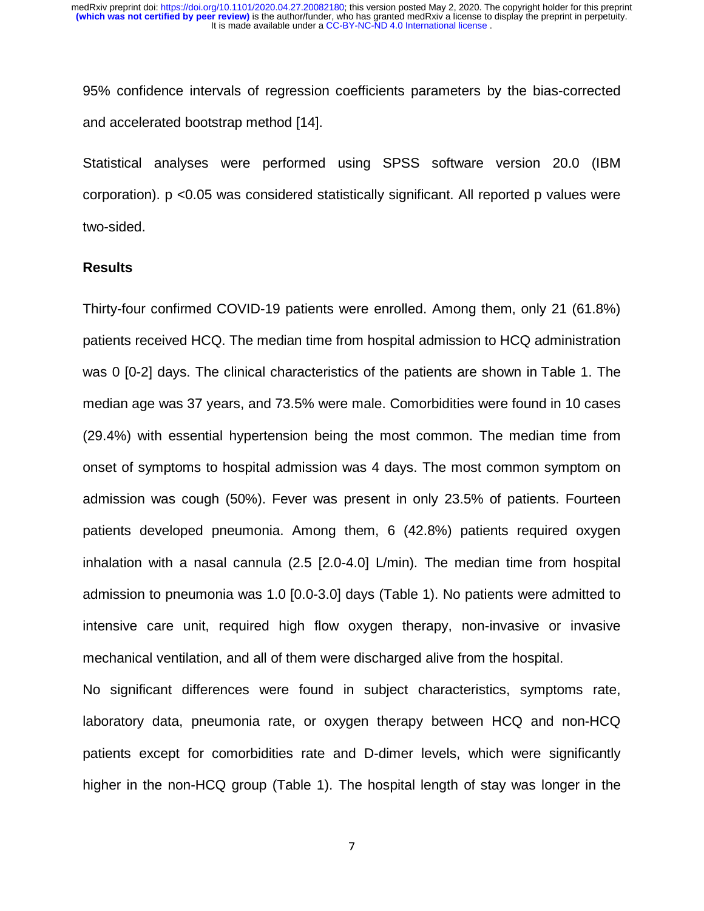95% confidence intervals of regression coefficients parameters by the bias-corrected and accelerated bootstrap method [14].

Statistical analyses were performed using SPSS software version 20.0 (IBM corporation). $p < 0.05$ was considered statistically significant. All reported p values were two-sided.

## Results

Thirty-four confirmed COVID-19 patients were enrolled. Among them, only 21 (61.8%) patients received HCQ. The median time from hospital admission to HCQ administration was 0 [0-2] days. The clinical characteristics of the patients are shown in Table 1. The median age was 37 years, and 73.5% were male. Comorbidities were found in 10 cases (29.4%) with essential hypertension being the most common. The median time from onset of symptoms to hospital admission was 4 days. The most common symptom on admission was cough (50%). Fever was present in only 23.5% of patients. Fourteen patients developed pneumonia. Among them, 6 (42.8%) patients required oxygen inhalation with a nasal cannula (2.5 [2.0-4.0] L/min). The median time from hospital admission to pneumonia was 1.0 [0.0-3.0] days (Table 1). No patients were admitted to intensive care unit, required high flow oxygen therapy, non-invasive or invasive mechanical ventilation, and all of them were discharged alive from the hospital.

No significant differences were found in subject characteristics, symptoms rate, laboratory data, pneumonia rate, or oxygen therapy between HCQ and non-HCQ patients except for comorbidities rate and D-dimer levels, which were significantly higher in the non-HCQ group (Table 1). The hospital length of stay was longer in the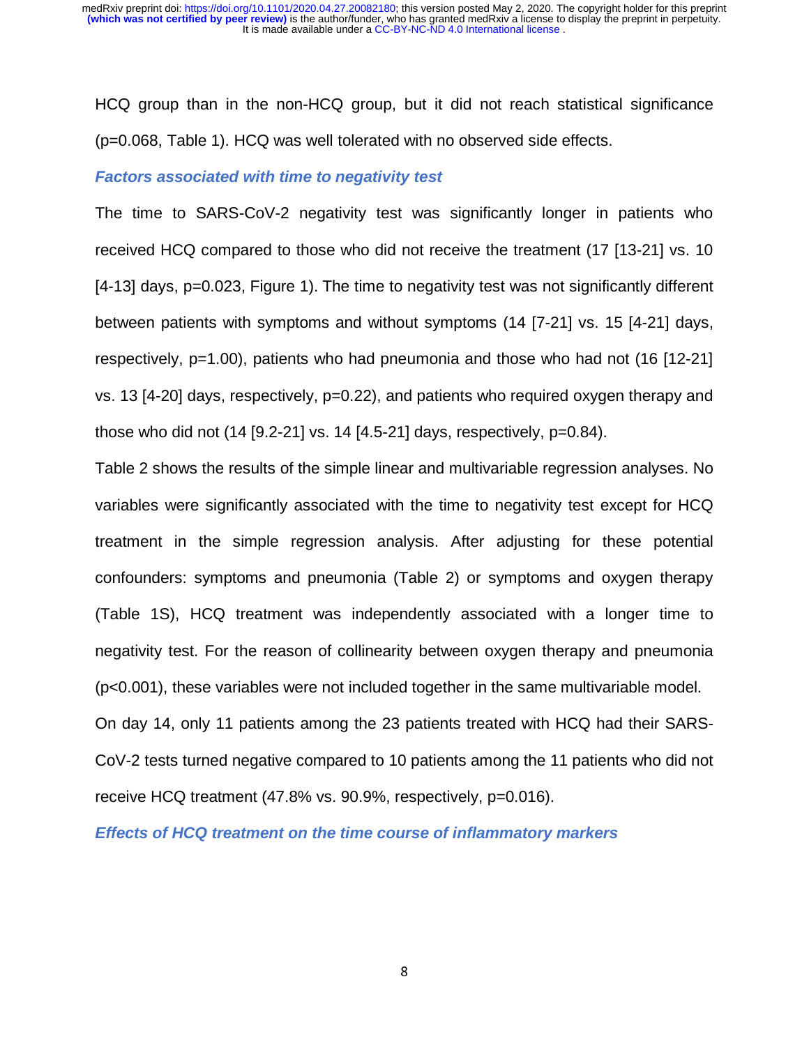HCQ group than in the non-HCQ group, but it did not reach statistical significance ($p=0.068$, Table 1). HCQ was well tolerated with no observed side effects.

### *Factors associated with time to negativity test*

The time to SARS-CoV-2 negativity test was significantly longer in patients who received HCQ compared to those who did not receive the treatment (17 [13-21] vs. 10 [4-13] days, $p=0.023$, Figure 1). The time to negativity test was not significantly different between patients with symptoms and without symptoms (14 [7-21] vs. 15 [4-21] days, respectively, $p=1.00$), patients who had pneumonia and those who had not (16 [12-21] vs. 13 [4-20] days, respectively, $p=0.22$), and patients who required oxygen therapy and those who did not (14 [9.2-21] vs. 14 [4.5-21] days, respectively, $p=0.84$).

Table 2 shows the results of the simple linear and multivariable regression analyses. No variables were significantly associated with the time to negativity test except for HCQ treatment in the simple regression analysis. After adjusting for these potential confounders: symptoms and pneumonia (Table 2) or symptoms and oxygen therapy (Table 1S), HCQ treatment was independently associated with a longer time to negativity test. For the reason of collinearity between oxygen therapy and pneumonia ($p<0.001$), these variables were not included together in the same multivariable model.

On day 14, only 11 patients among the 23 patients treated with HCQ had their SARS-CoV-2 tests turned negative compared to 10 patients among the 11 patients who did not receive HCQ treatment (47.8% vs. 90.9%, respectively, $p=0.016$).

### *Effects of HCQ treatment on the time course of inflammatory markers*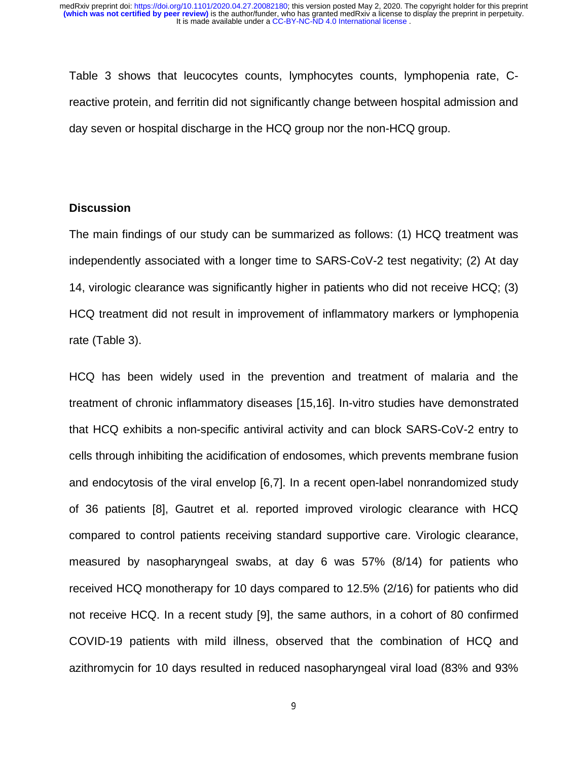Table 3 shows that leucocytes counts, lymphocytes counts, lymphopenia rate, C-reactive protein, and ferritin did not significantly change between hospital admission and day seven or hospital discharge in the HCQ group nor the non-HCQ group.

## Discussion

The main findings of our study can be summarized as follows: (1) HCQ treatment was independently associated with a longer time to SARS-CoV-2 test negativity; (2) At day 14, virologic clearance was significantly higher in patients who did not receive HCQ; (3) HCQ treatment did not result in improvement of inflammatory markers or lymphopenia rate (Table 3).

HCQ has been widely used in the prevention and treatment of malaria and the treatment of chronic inflammatory diseases [15,16]. In-vitro studies have demonstrated that HCQ exhibits a non-specific antiviral activity and can block SARS-CoV-2 entry to cells through inhibiting the acidification of endosomes, which prevents membrane fusion and endocytosis of the viral envelop [6,7]. In a recent open-label nonrandomized study of 36 patients [8], Gautret et al. reported improved virologic clearance with HCQ compared to control patients receiving standard supportive care. Virologic clearance, measured by nasopharyngeal swabs, at day 6 was 57% (8/14) for patients who received HCQ monotherapy for 10 days compared to 12.5% (2/16) for patients who did not receive HCQ. In a recent study [9], the same authors, in a cohort of 80 confirmed COVID-19 patients with mild illness, observed that the combination of HCQ and azithromycin for 10 days resulted in reduced nasopharyngeal viral load (83% and 93%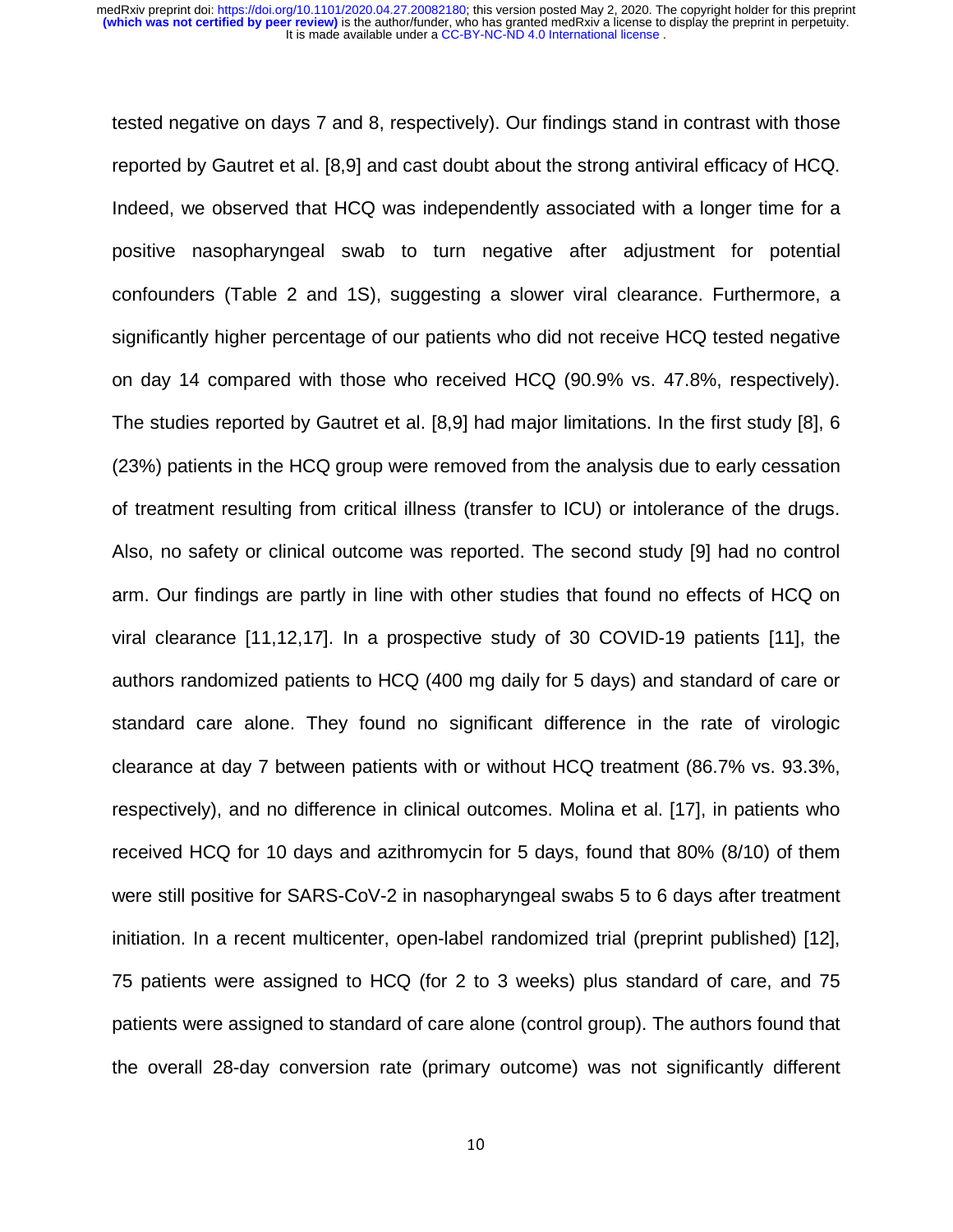tested negative on days 7 and 8, respectively). Our findings stand in contrast with those reported by Gautret et al. [8,9] and cast doubt about the strong antiviral efficacy of HCQ. Indeed, we observed that HCQ was independently associated with a longer time for a positive nasopharyngeal swab to turn negative after adjustment for potential confounders (Table 2 and 1S), suggesting a slower viral clearance. Furthermore, a significantly higher percentage of our patients who did not receive HCQ tested negative on day 14 compared with those who received HCQ (90.9% vs. 47.8%, respectively). The studies reported by Gautret et al. [8,9] had major limitations. In the first study [8], 6 (23%) patients in the HCQ group were removed from the analysis due to early cessation of treatment resulting from critical illness (transfer to ICU) or intolerance of the drugs. Also, no safety or clinical outcome was reported. The second study [9] had no control arm. Our findings are partly in line with other studies that found no effects of HCQ on viral clearance [11,12,17]. In a prospective study of 30 COVID-19 patients [11], the authors randomized patients to HCQ (400 mg daily for 5 days) and standard of care or standard care alone. They found no significant difference in the rate of virologic clearance at day 7 between patients with or without HCQ treatment (86.7% vs. 93.3%, respectively), and no difference in clinical outcomes. Molina et al. [17], in patients who received HCQ for 10 days and azithromycin for 5 days, found that 80% (8/10) of them were still positive for SARS-CoV-2 in nasopharyngeal swabs 5 to 6 days after treatment initiation. In a recent multicenter, open-label randomized trial (preprint published) [12], 75 patients were assigned to HCQ (for 2 to 3 weeks) plus standard of care, and 75 patients were assigned to standard of care alone (control group). The authors found that the overall 28-day conversion rate (primary outcome) was not significantly different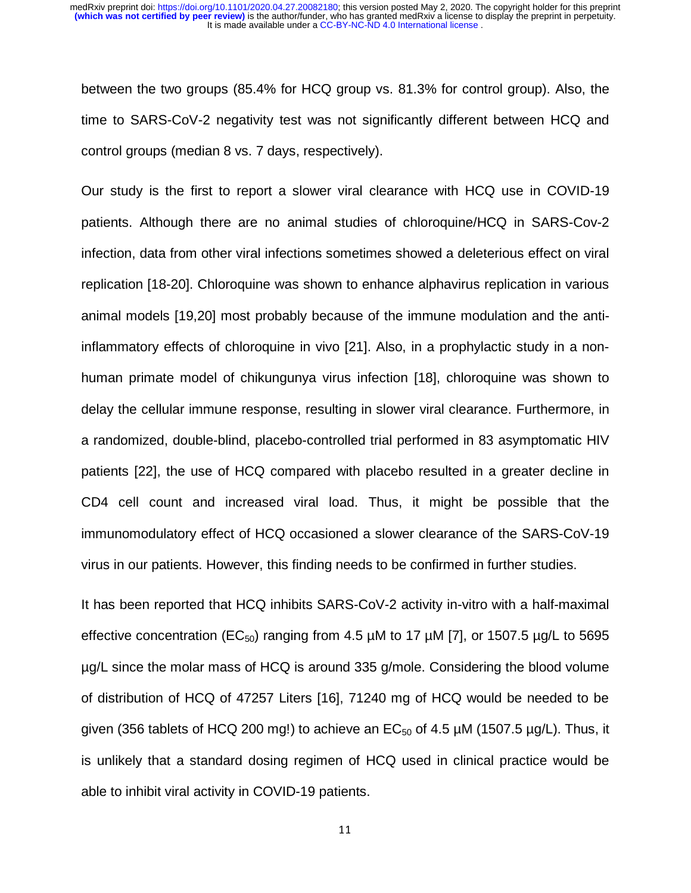between the two groups (85.4% for HCQ group vs. 81.3% for control group). Also, the time to SARS-CoV-2 negativity test was not significantly different between HCQ and control groups (median 8 vs. 7 days, respectively).

Our study is the first to report a slower viral clearance with HCQ use in COVID-19 patients. Although there are no animal studies of chloroquine/HCQ in SARS-Cov-2 infection, data from other viral infections sometimes showed a deleterious effect on viral replication [18-20]. Chloroquine was shown to enhance alphavirus replication in various animal models [19,20] most probably because of the immune modulation and the anti-inflammatory effects of chloroquine in vivo [21]. Also, in a prophylactic study in a non-human primate model of chikungunya virus infection [18], chloroquine was shown to delay the cellular immune response, resulting in slower viral clearance. Furthermore, in a randomized, double-blind, placebo-controlled trial performed in 83 asymptomatic HIV patients [22], the use of HCQ compared with placebo resulted in a greater decline in CD4 cell count and increased viral load. Thus, it might be possible that the immunomodulatory effect of HCQ occasioned a slower clearance of the SARS-CoV-19 virus in our patients. However, this finding needs to be confirmed in further studies.

It has been reported that HCQ inhibits SARS-CoV-2 activity in-vitro with a half-maximal effective concentration ($EC_{50}$) ranging from 4.5 µM to 17 µM [7], or 1507.5 µg/L to 5695 µg/L since the molar mass of HCQ is around 335 g/mole. Considering the blood volume of distribution of HCQ of 47257 Liters [16], 71240 mg of HCQ would be needed to be given (356 tablets of HCQ 200 mg!) to achieve an $EC_{50}$ of 4.5 µM (1507.5 µg/L). Thus, it is unlikely that a standard dosing regimen of HCQ used in clinical practice would be able to inhibit viral activity in COVID-19 patients.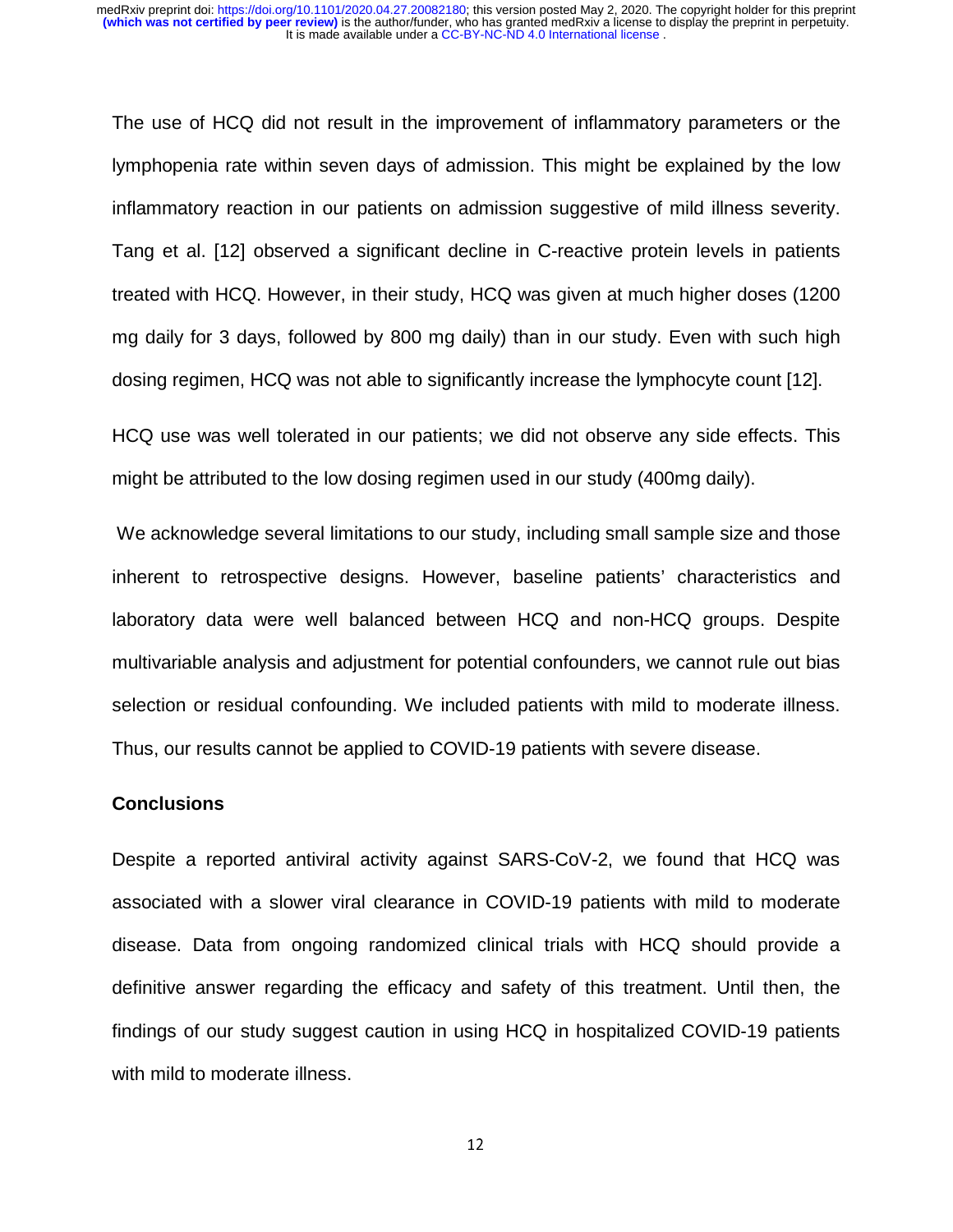The use of HCQ did not result in the improvement of inflammatory parameters or the lymphopenia rate within seven days of admission. This might be explained by the low inflammatory reaction in our patients on admission suggestive of mild illness severity. Tang et al. [12] observed a significant decline in C-reactive protein levels in patients treated with HCQ. However, in their study, HCQ was given at much higher doses (1200 mg daily for 3 days, followed by 800 mg daily) than in our study. Even with such high dosing regimen, HCQ was not able to significantly increase the lymphocyte count [12].

HCQ use was well tolerated in our patients; we did not observe any side effects. This might be attributed to the low dosing regimen used in our study (400mg daily).

We acknowledge several limitations to our study, including small sample size and those inherent to retrospective designs. However, baseline patients' characteristics and laboratory data were well balanced between HCQ and non-HCQ groups. Despite multivariable analysis and adjustment for potential confounders, we cannot rule out bias selection or residual confounding. We included patients with mild to moderate illness. Thus, our results cannot be applied to COVID-19 patients with severe disease.

## Conclusions

Despite a reported antiviral activity against SARS-CoV-2, we found that HCQ was associated with a slower viral clearance in COVID-19 patients with mild to moderate disease. Data from ongoing randomized clinical trials with HCQ should provide a definitive answer regarding the efficacy and safety of this treatment. Until then, the findings of our study suggest caution in using HCQ in hospitalized COVID-19 patients with mild to moderate illness.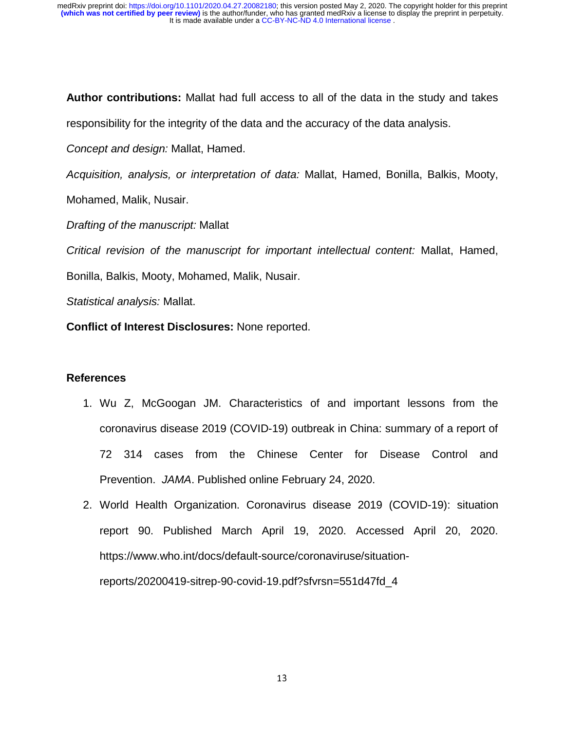**Author contributions:** Mallat had full access to all of the data in the study and takes responsibility for the integrity of the data and the accuracy of the data analysis.

*Concept and design:* Mallat, Hamed.

*Acquisition, analysis, or interpretation of data:* Mallat, Hamed, Bonilla, Balkis, Mooty, Mohamed, Malik, Nusair.

*Drafting of the manuscript:* Mallat

*Critical revision of the manuscript for important intellectual content:* Mallat, Hamed, Bonilla, Balkis, Mooty, Mohamed, Malik, Nusair.

*Statistical analysis:* Mallat.

**Conflict of Interest Disclosures:** None reported.

### References

1. Wu Z, McGoogan JM. Characteristics of and important lessons from the coronavirus disease 2019 (COVID-19) outbreak in China: summary of a report of 72 314 cases from the Chinese Center for Disease Control and Prevention. *JAMA*. Published online February 24, 2020.
2. World Health Organization. Coronavirus disease 2019 (COVID-19): situation report 90. Published March April 19, 2020. Accessed April 20, 2020. https://www.who.int/docs/default-source/coronaviruse/situation-reports/20200419-sitrep-90-covid-19.pdf?sfvrsn=551d47fd_4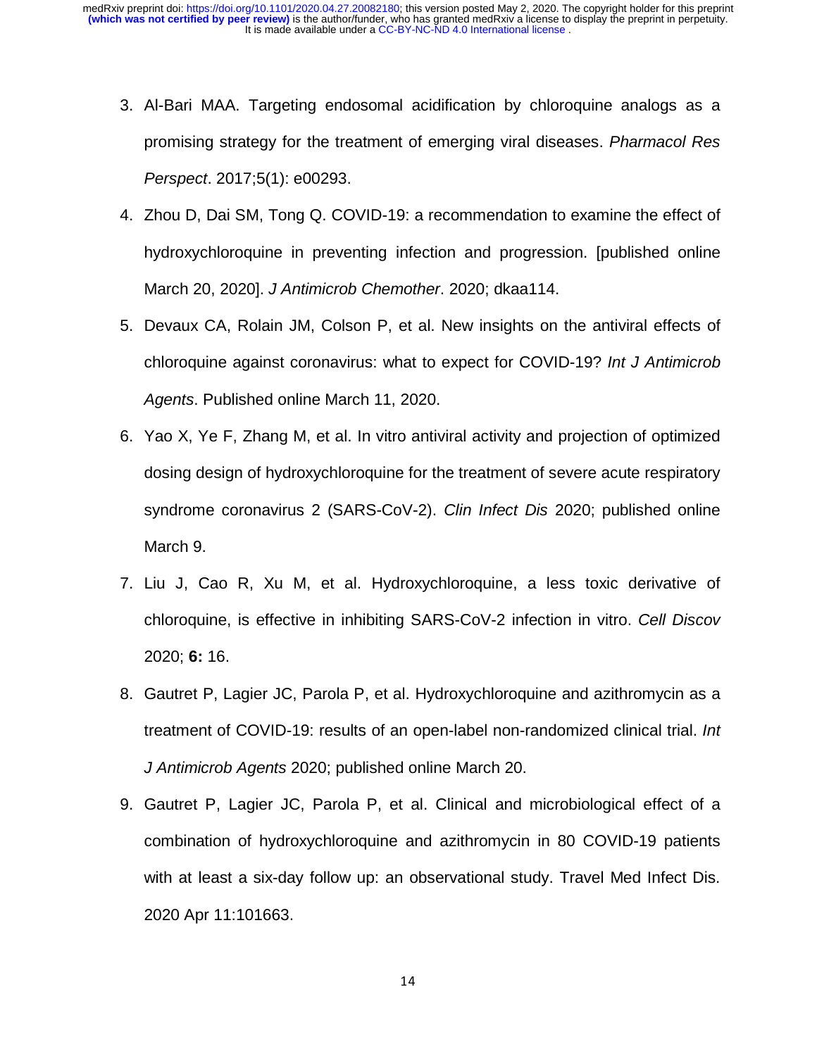3. Al-Bari MAA. Targeting endosomal acidification by chloroquine analogs as a promising strategy for the treatment of emerging viral diseases. *Pharmacol Res Perspect*. 2017;5(1): e00293.
4. Zhou D, Dai SM, Tong Q. COVID-19: a recommendation to examine the effect of hydroxychloroquine in preventing infection and progression. [published online March 20, 2020]. *J Antimicrob Chemother*. 2020; dkaa114.
5. Devaux CA, Rolain JM, Colson P, et al. New insights on the antiviral effects of chloroquine against coronavirus: what to expect for COVID-19? *Int J Antimicrob Agents*. Published online March 11, 2020.
6. Yao X, Ye F, Zhang M, et al. In vitro antiviral activity and projection of optimized dosing design of hydroxychloroquine for the treatment of severe acute respiratory syndrome coronavirus 2 (SARS-CoV-2). *Clin Infect Dis* 2020; published online March 9.
7. Liu J, Cao R, Xu M, et al. Hydroxychloroquine, a less toxic derivative of chloroquine, is effective in inhibiting SARS-CoV-2 infection in vitro. *Cell Discov* 2020; **6:** 16.
8. Gautret P, Lagier JC, Parola P, et al. Hydroxychloroquine and azithromycin as a treatment of COVID-19: results of an open-label non-randomized clinical trial. *Int J Antimicrob Agents* 2020; published online March 20.
9. Gautret P, Lagier JC, Parola P, et al. Clinical and microbiological effect of a combination of hydroxychloroquine and azithromycin in 80 COVID-19 patients with at least a six-day follow up: an observational study. Travel Med Infect Dis. 2020 Apr 11:101663.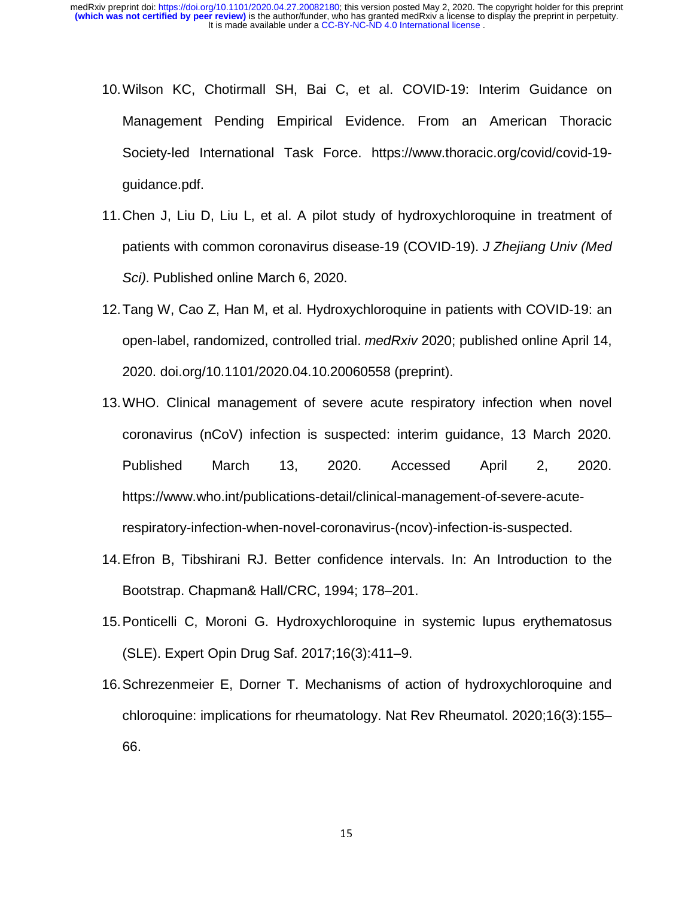10. Wilson KC, Chotirmall SH, Bai C, et al. COVID-19: Interim Guidance on Management Pending Empirical Evidence. From an American Thoracic Society-led International Task Force. https://www.thoracic.org/covid/covid-19-guidance.pdf.
11. Chen J, Liu D, Liu L, et al. A pilot study of hydroxychloroquine in treatment of patients with common coronavirus disease-19 (COVID-19). *J Zhejiang Univ (Med Sci)*. Published online March 6, 2020.
12. Tang W, Cao Z, Han M, et al. Hydroxychloroquine in patients with COVID-19: an open-label, randomized, controlled trial. *medRxiv* 2020; published online April 14, 2020. doi.org/10.1101/2020.04.10.20060558 (preprint).
13. WHO. Clinical management of severe acute respiratory infection when novel coronavirus (nCoV) infection is suspected: interim guidance, 13 March 2020. Published March 13, 2020. Accessed April 2, 2020. https://www.who.int/publications-detail/clinical-management-of-severe-acute-respiratory-infection-when-novel-coronavirus-(ncov)-infection-is-suspected.
14. Efron B, Tibshirani RJ. Better confidence intervals. In: An Introduction to the Bootstrap. Chapman& Hall/CRC, 1994; 178–201.
15. Ponticelli C, Moroni G. Hydroxychloroquine in systemic lupus erythematosus (SLE). Expert Opin Drug Saf. 2017;16(3):411–9.
16. Schrezenmeier E, Dorner T. Mechanisms of action of hydroxychloroquine and chloroquine: implications for rheumatology. Nat Rev Rheumatol. 2020;16(3):155–66.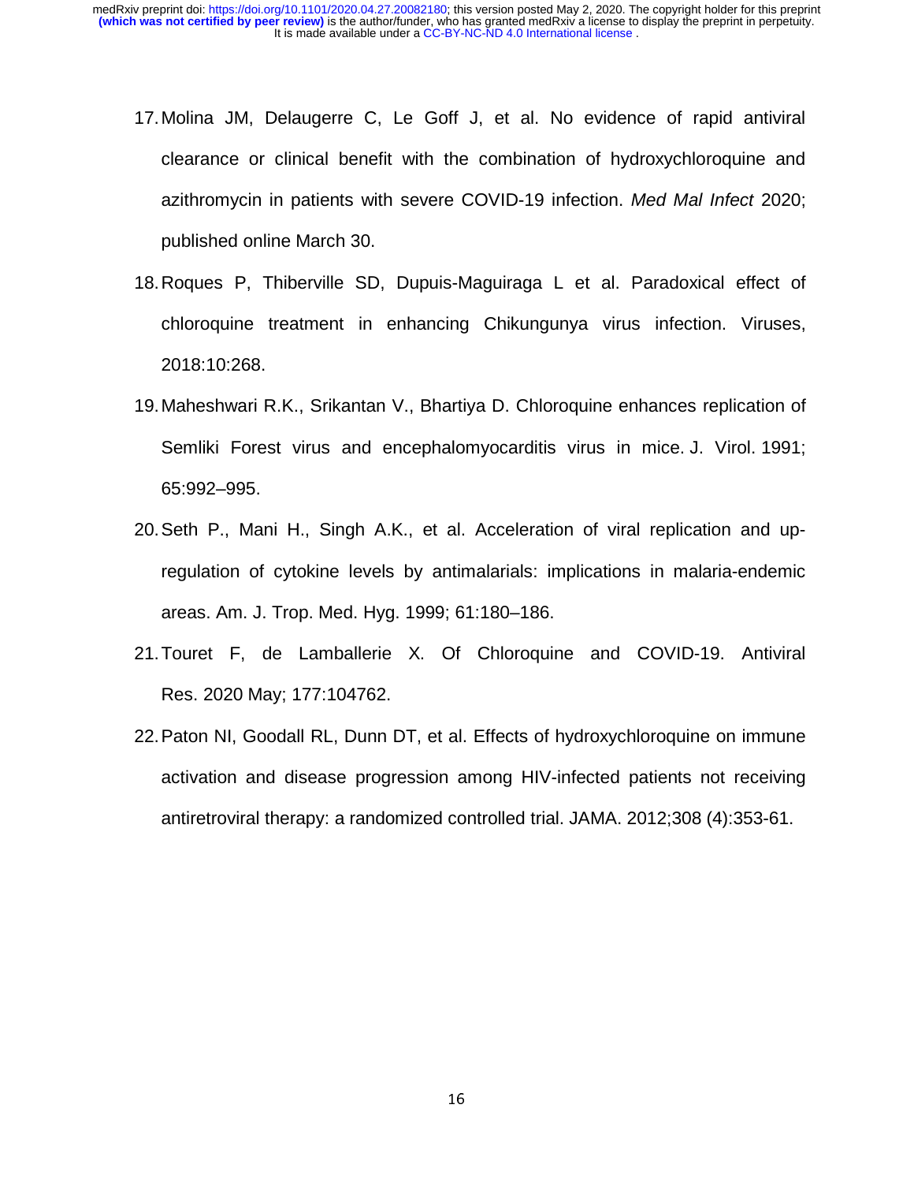17. Molina JM, Delaugerre C, Le Goff J, et al. No evidence of rapid antiviral clearance or clinical benefit with the combination of hydroxychloroquine and azithromycin in patients with severe COVID-19 infection. *Med Mal Infect* 2020; published online March 30.
18. Roques P, Thiberville SD, Dupuis-Maguiraga L et al. Paradoxical effect of chloroquine treatment in enhancing Chikungunya virus infection. Viruses, 2018:10:268.
19. Maheshwari R.K., Srikantan V., Bhartiya D. Chloroquine enhances replication of Semliki Forest virus and encephalomyocarditis virus in mice. J. Virol. 1991; 65:992–995.
20. Seth P., Mani H., Singh A.K., et al. Acceleration of viral replication and up-regulation of cytokine levels by antimalarials: implications in malaria-endemic areas. Am. J. Trop. Med. Hyg. 1999; 61:180–186.
21. Touret F, de Lamballerie X. Of Chloroquine and COVID-19. Antiviral Res. 2020 May; 177:104762.
22. Paton NI, Goodall RL, Dunn DT, et al. Effects of hydroxychloroquine on immune activation and disease progression among HIV-infected patients not receiving antiretroviral therapy: a randomized controlled trial. JAMA. 2012;308 (4):353-61.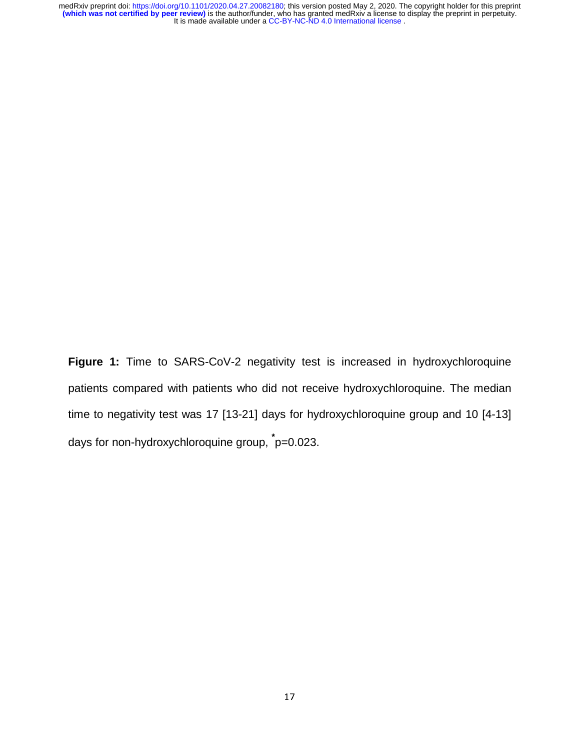**Figure 1:** Time to SARS-CoV-2 negativity test is increased in hydroxychloroquine patients compared with patients who did not receive hydroxychloroquine. The median time to negativity test was 17 [13-21] days for hydroxychloroquine group and 10 [4-13] days for non-hydroxychloroquine group, *p=0.023.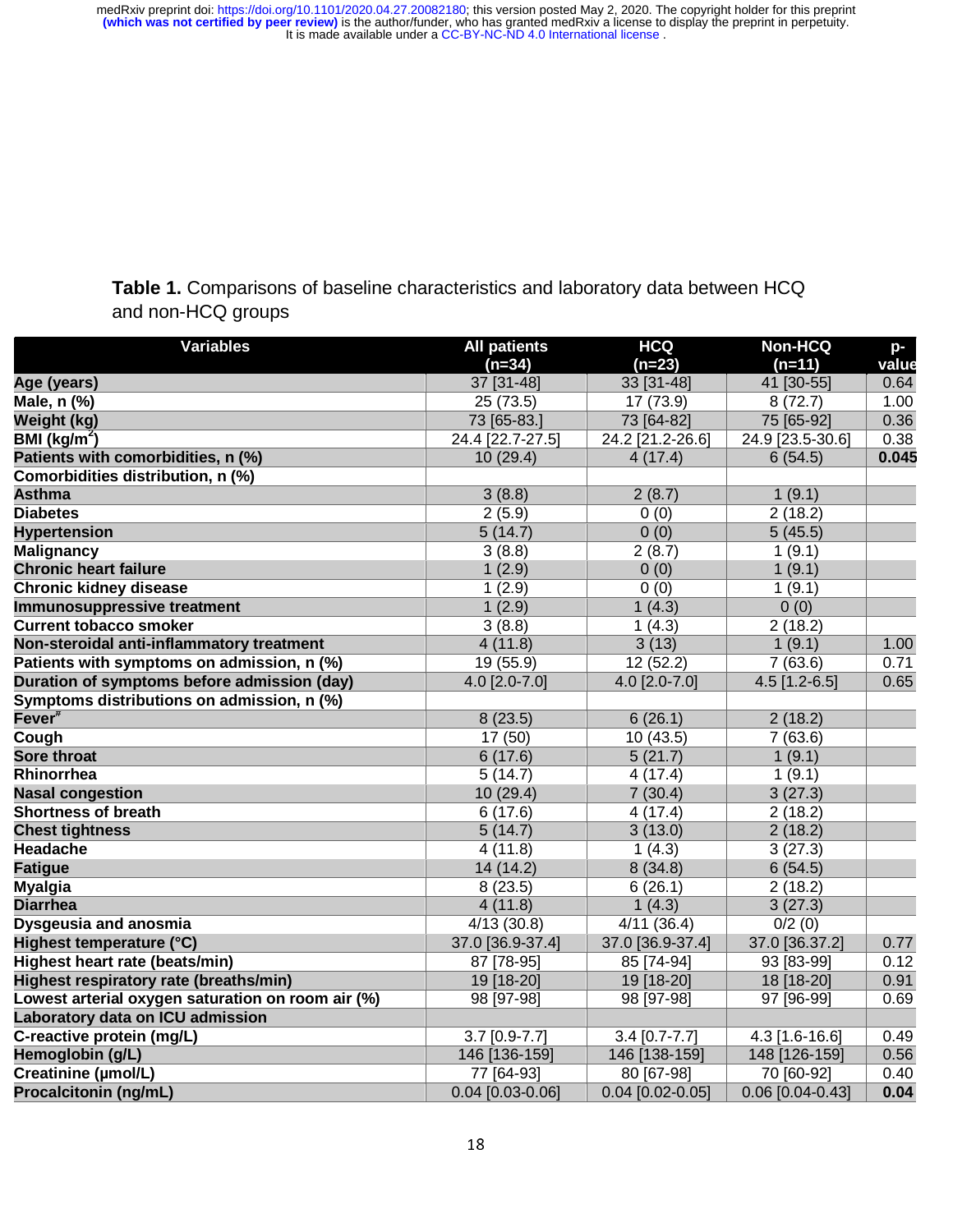**Table 1.** Comparisons of baseline characteristics and laboratory data between HCQ and non-HCQ groups

| Variables | All patients (n=34) | HCQ (n=23) | Non-HCQ (n=11) | p-value |
|---|---|---|---|---|
| **Age (years)** | 37 [31-48] | 33 [31-48] | 41 [30-55] | 0.64 |
| **Male, n (%)** | 25 (73.5) | 17 (73.9) | 8 (72.7) | 1.00 |
| **Weight (kg)** | 73 [65-83.] | 73 [64-82] | 75 [65-92] | 0.36 |
| **BMI (kg/m$^2$)** | 24.4 [22.7-27.5] | 24.2 [21.2-26.6] | 24.9 [23.5-30.6] | 0.38 |
| **Patients with comorbidities, n (%)** | 10 (29.4) | 4 (17.4) | 6 (54.5) | **0.045** |
| **Comorbidities distribution, n (%)** | | | | |
| **Asthma** | 3 (8.8) | 2 (8.7) | 1 (9.1) | |
| **Diabetes** | 2 (5.9) | 0 (0) | 2 (18.2) | |
| **Hypertension** | 5 (14.7) | 0 (0) | 5 (45.5) | |
| **Malignancy** | 3 (8.8) | 2 (8.7) | 1 (9.1) | |
| **Chronic heart failure** | 1 (2.9) | 0 (0) | 1 (9.1) | |
| **Chronic kidney disease** | 1 (2.9) | 0 (0) | 1 (9.1) | |
| **Immunosuppressive treatment** | 1 (2.9) | 1 (4.3) | 0 (0) | |
| **Current tobacco smoker** | 3 (8.8) | 1 (4.3) | 2 (18.2) | |
| **Non-steroidal anti-inflammatory treatment** | 4 (11.8) | 3 (13) | 1 (9.1) | 1.00 |
| **Patients with symptoms on admission, n (%)** | 19 (55.9) | 12 (52.2) | 7 (63.6) | 0.71 |
| **Duration of symptoms before admission (day)** | 4.0 [2.0-7.0] | 4.0 [2.0-7.0] | 4.5 [1.2-6.5] | 0.65 |
| **Symptoms distributions on admission, n (%)** | | | | |
| **Fever**[#] | 8 (23.5) | 6 (26.1) | 2 (18.2) | |
| **Cough** | 17 (50) | 10 (43.5) | 7 (63.6) | |
| **Sore throat** | 6 (17.6) | 5 (21.7) | 1 (9.1) | |
| **Rhinorrhea** | 5 (14.7) | 4 (17.4) | 1 (9.1) | |
| **Nasal congestion** | 10 (29.4) | 7 (30.4) | 3 (27.3) | |
| **Shortness of breath** | 6 (17.6) | 4 (17.4) | 2 (18.2) | |
| **Chest tightness** | 5 (14.7) | 3 (13.0) | 2 (18.2) | |
| **Headache** | 4 (11.8) | 1 (4.3) | 3 (27.3) | |
| **Fatigue** | 14 (14.2) | 8 (34.8) | 6 (54.5) | |
| **Myalgia** | 8 (23.5) | 6 (26.1) | 2 (18.2) | |
| **Diarrhea** | 4 (11.8) | 1 (4.3) | 3 (27.3) | |
| **Dysgeusia and anosmia** | 4/13 (30.8) | 4/11 (36.4) | 0/2 (0) | |
| **Highest temperature (°C)** | 37.0 [36.9-37.4] | 37.0 [36.9-37.4] | 37.0 [36.37.2] | 0.77 |
| **Highest heart rate (beats/min)** | 87 [78-95] | 85 [74-94] | 93 [83-99] | 0.12 |
| **Highest respiratory rate (breaths/min)** | 19 [18-20] | 19 [18-20] | 18 [18-20] | 0.91 |
| **Lowest arterial oxygen saturation on room air (%)** | 98 [97-98] | 98 [97-98] | 97 [96-99] | 0.69 |
| **Laboratory data on ICU admission** | | | | |
| **C-reactive protein (mg/L)** | 3.7 [0.9-7.7] | 3.4 [0.7-7.7] | 4.3 [1.6-16.6] | 0.49 |
| **Hemoglobin (g/L)** | 146 [136-159] | 146 [138-159] | 148 [126-159] | 0.56 |
| **Creatinine (µmol/L)** | 77 [64-93] | 80 [67-98] | 70 [60-92] | 0.40 |
| **Procalcitonin (ng/mL)** | 0.04 [0.03-0.06] | 0.04 [0.02-0.05] | 0.06 [0.04-0.43] | **0.04** |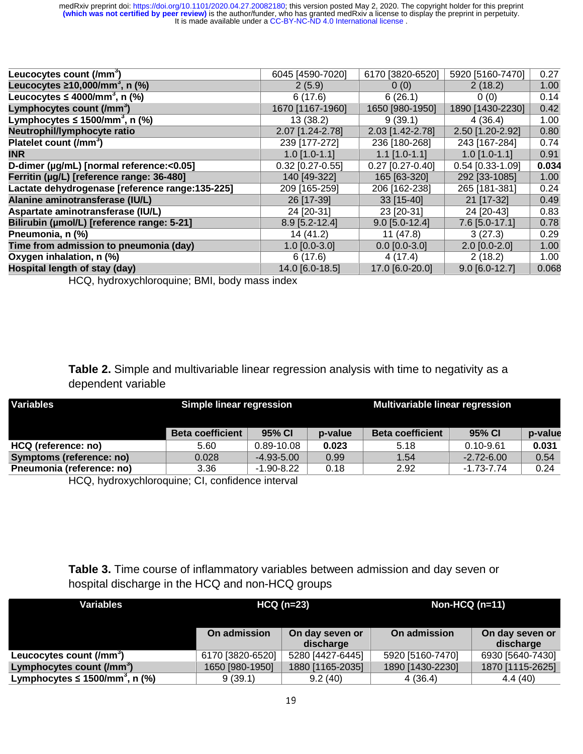| | | | | |
|---|---|---|---|---|
| **Leucocytes count (/mm³)** | 6045 [4590-7020] | 6170 [3820-6520] | 5920 [5160-7470] | 0.27 |
| **Leucocytes ≥10,000/mm³, n (%)** | 2 (5.9) | 0 (0) | 2 (18.2) | 1.00 |
| **Leucocytes ≤ 4000/mm³, n (%)** | 6 (17.6) | 6 (26.1) | 0 (0) | 0.14 |
| **Lymphocytes count (/mm³)** | 1670 [1167-1960] | 1650 [980-1950] | 1890 [1430-2230] | 0.42 |
| **Lymphocytes ≤ 1500/mm³, n (%)** | 13 (38.2) | 9 (39.1) | 4 (36.4) | 1.00 |
| **Neutrophil/lymphocyte ratio** | 2.07 [1.24-2.78] | 2.03 [1.42-2.78] | 2.50 [1.20-2.92] | 0.80 |
| **Platelet count (/mm³)** | 239 [177-272] | 236 [180-268] | 243 [167-284] | 0.74 |
| **INR** | 1.0 [1.0-1.1] | 1.1 [1.0-1.1] | 1.0 [1.0-1.1] | 0.91 |
| **D-dimer (μg/mL) [normal reference:<0.05]** | 0.32 [0.27-0.55] | 0.27 [0.27-0.40] | 0.54 [0.33-1.09] | **0.034** |
| **Ferritin (μg/L) [reference range: 36-480]** | 140 [49-322] | 165 [63-320] | 292 [33-1085] | 1.00 |
| **Lactate dehydrogenase [reference range:135-225]** | 209 [165-259] | 206 [162-238] | 265 [181-381] | 0.24 |
| **Alanine aminotransferase (IU/L)** | 26 [17-39] | 33 [15-40] | 21 [17-32] | 0.49 |
| **Aspartate aminotransferase (IU/L)** | 24 [20-31] | 23 [20-31] | 24 [20-43] | 0.83 |
| **Bilirubin (μmol/L) [reference range: 5-21]** | 8.9 [5.2-12.4] | 9.0 [5.0-12.4] | 7.6 [5.0-17.1] | 0.78 |
| **Pneumonia, n (%)** | 14 (41.2) | 11 (47.8) | 3 (27.3) | 0.29 |
| **Time from admission to pneumonia (day)** | 1.0 [0.0-3.0] | 0.0 [0.0-3.0] | 2.0 [0.0-2.0] | 1.00 |
| **Oxygen inhalation, n (%)** | 6 (17.6) | 4 (17.4) | 2 (18.2) | 1.00 |
| **Hospital length of stay (day)** | 14.0 [6.0-18.5] | 17.0 [6.0-20.0] | 9.0 [6.0-12.7] | 0.068 |

HCQ, hydroxychloroquine; BMI, body mass index

**Table 2.** Simple and multivariable linear regression analysis with time to negativity as a dependent variable

| Variables | Simple linear regression | | | Multivariable linear regression | | |
|---|---|---|---|---|---|---|
| | Beta coefficient | 95% CI | p-value | Beta coefficient | 95% CI | p-value |
| **HCQ (reference: no)** | 5.60 | 0.89-10.08 | **0.023** | 5.18 | 0.10-9.61 | **0.031** |
| **Symptoms (reference: no)** | 0.028 | -4.93-5.00 | 0.99 | 1.54 | -2.72-6.00 | 0.54 |
| **Pneumonia (reference: no)** | 3.36 | -1.90-8.22 | 0.18 | 2.92 | -1.73-7.74 | 0.24 |

HCQ, hydroxychloroquine; CI, confidence interval

**Table 3.** Time course of inflammatory variables between admission and day seven or hospital discharge in the HCQ and non-HCQ groups

| Variables | HCQ (n=23) | | Non-HCQ (n=11) | |
|---|---|---|---|---|
| | On admission | On day seven or discharge | On admission | On day seven or discharge |
| **Leucocytes count (/mm³)** | 6170 [3820-6520] | 5280 [4427-6445] | 5920 [5160-7470] | 6930 [5640-7430] |
| **Lymphocytes count (/mm³)** | 1650 [980-1950] | 1880 [1165-2035] | 1890 [1430-2230] | 1870 [1115-2625] |
| **Lymphocytes ≤ 1500/mm³, n (%)** | 9 (39.1) | 9.2 (40) | 4 (36.4) | 4.4 (40) |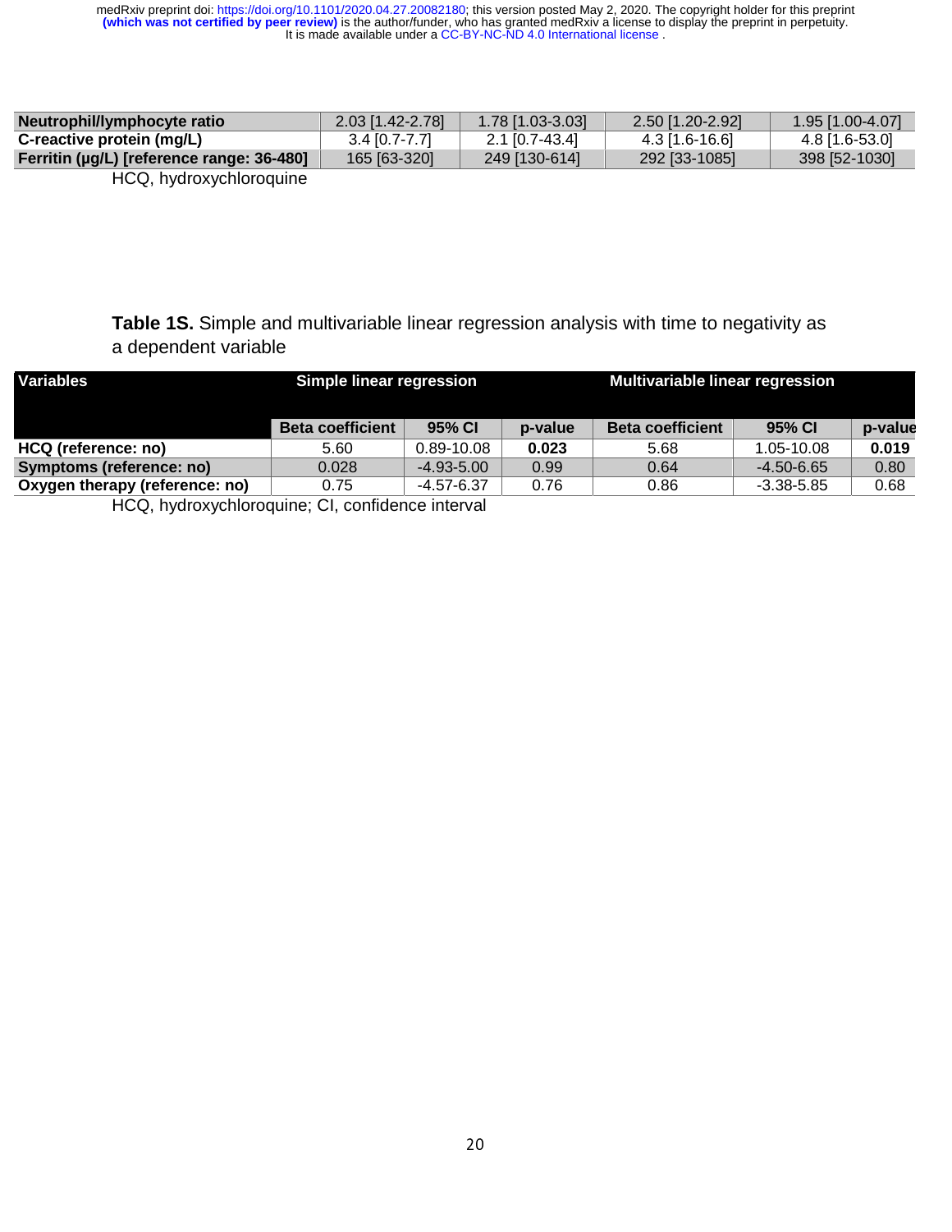| Neutrophil/lymphocyte ratio | 2.03 [1.42-2.78] | 1.78 [1.03-3.03] | 2.50 [1.20-2.92] | 1.95 [1.00-4.07] |
|---|---|---|---|---|
| **C-reactive protein (mg/L)** | 3.4 [0.7-7.7] | 2.1 [0.7-43.4] | 4.3 [1.6-16.6] | 4.8 [1.6-53.0] |
| **Ferritin (µg/L) [reference range: 36-480]** | 165 [63-320] | 249 [130-614] | 292 [33-1085] | 398 [52-1030] |

HCQ, hydroxychloroquine

**Table 1S.** Simple and multivariable linear regression analysis with time to negativity as a dependent variable

| Variables | Simple linear regression | | | Multivariable linear regression | | |
|---|---|---|---|---|---|---|
| | **Beta coefficient** | **95% CI** | **p-value** | **Beta coefficient** | **95% CI** | **p-value** |
| **HCQ (reference: no)** | 5.60 | 0.89-10.08 | **0.023** | 5.68 | 1.05-10.08 | **0.019** |
| **Symptoms (reference: no)** | 0.028 | -4.93-5.00 | 0.99 | 0.64 | -4.50-6.65 | 0.80 |
| **Oxygen therapy (reference: no)** | 0.75 | -4.57-6.37 | 0.76 | 0.86 | -3.38-5.85 | 0.68 |

HCQ, hydroxychloroquine; CI, confidence interval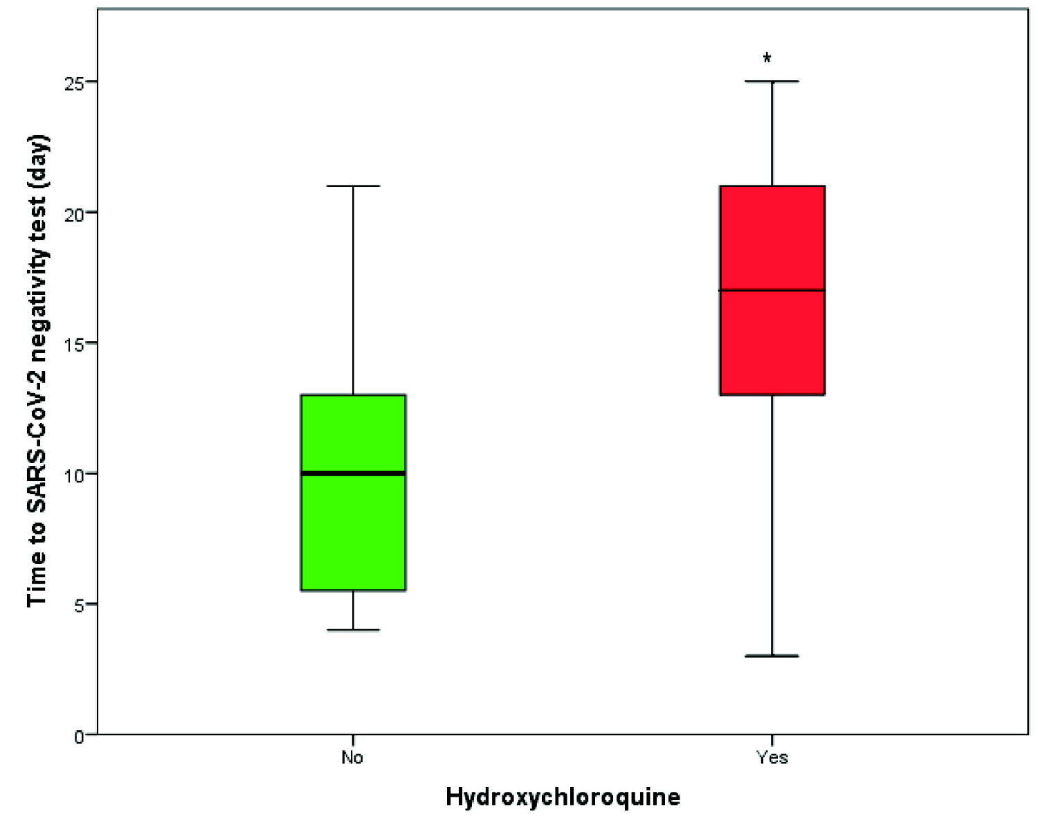Time to SARS-CoV-2 negativity test (day)

0
5
10
15
20
25

*

No
Yes

Hydroxychloroquine